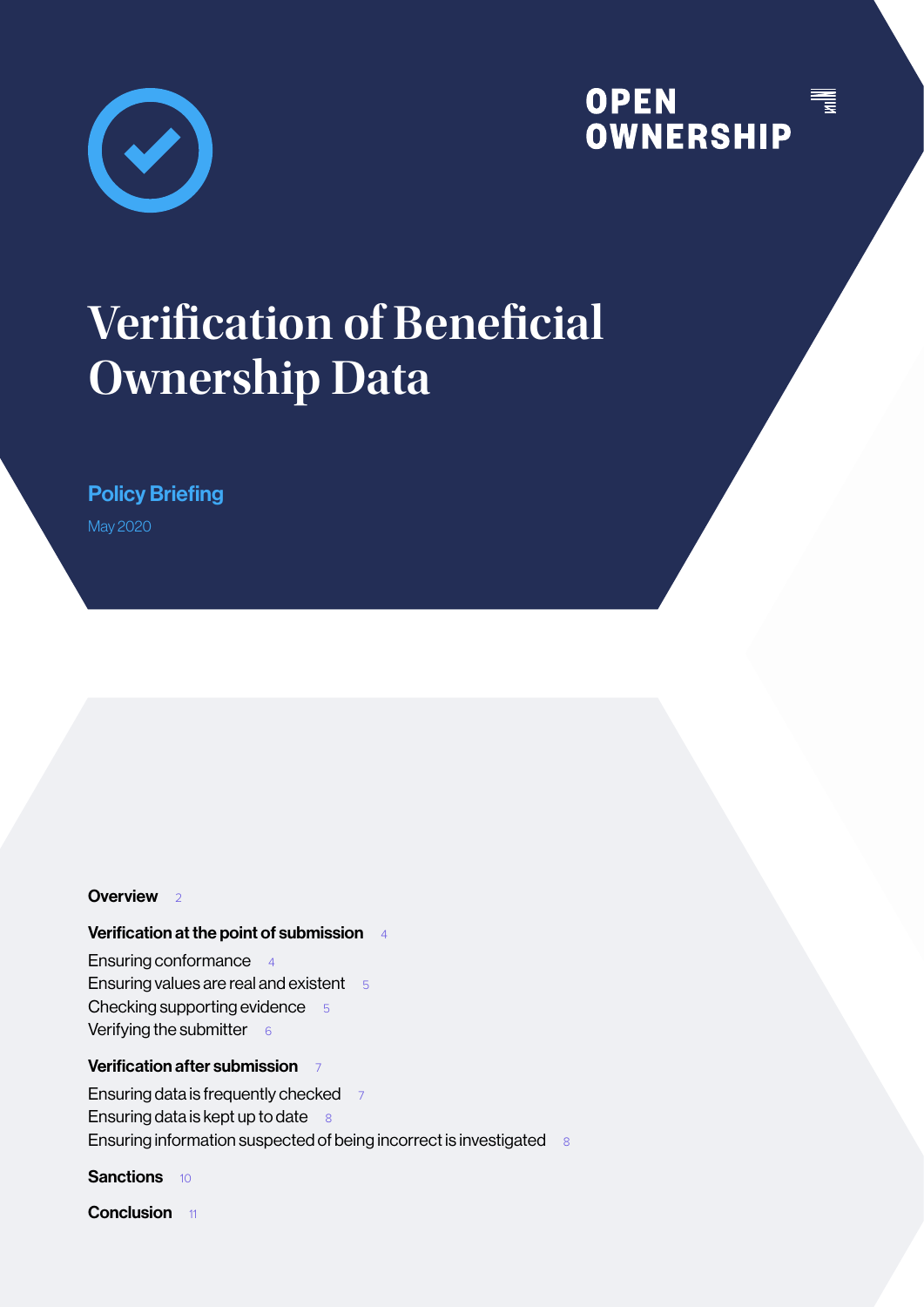OPEN OWNERSHIP

# Verification of Beneficial Ownership Data

**Policy Briefing**

May 2020

**Overview** 2

**Verification at the point of submission** 4

Ensuring conformance 4
Ensuring values are real and existent 5
Checking supporting evidence 5
Verifying the submitter 6

**Verification after submission** 7

Ensuring data is frequently checked 7
Ensuring data is kept up to date 8
Ensuring information suspected of being incorrect is investigated 8

**Sanctions** 10

**Conclusion** 11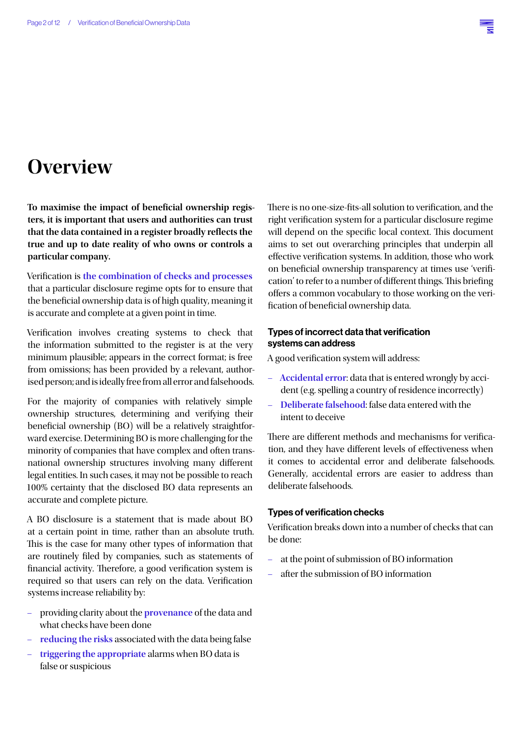# Overview

**To maximise the impact of beneficial ownership registers, it is important that users and authorities can trust that the data contained in a register broadly reflects the true and up to date reality of who owns or controls a particular company.**

Verification is **the combination of checks and processes** that a particular disclosure regime opts for to ensure that the beneficial ownership data is of high quality, meaning it is accurate and complete at a given point in time.

Verification involves creating systems to check that the information submitted to the register is at the very minimum plausible; appears in the correct format; is free from omissions; has been provided by a relevant, authorised person; and is ideally free from all error and falsehoods.

For the majority of companies with relatively simple ownership structures, determining and verifying their beneficial ownership (BO) will be a relatively straightforward exercise. Determining BO is more challenging for the minority of companies that have complex and often transnational ownership structures involving many different legal entities. In such cases, it may not be possible to reach 100% certainty that the disclosed BO data represents an accurate and complete picture.

A BO disclosure is a statement that is made about BO at a certain point in time, rather than an absolute truth. This is the case for many other types of information that are routinely filed by companies, such as statements of financial activity. Therefore, a good verification system is required so that users can rely on the data. Verification systems increase reliability by:

- providing clarity about the **provenance** of the data and what checks have been done
- **reducing the risks** associated with the data being false
- **triggering the appropriate** alarms when BO data is false or suspicious

There is no one-size-fits-all solution to verification, and the right verification system for a particular disclosure regime will depend on the specific local context. This document aims to set out overarching principles that underpin all effective verification systems. In addition, those who work on beneficial ownership transparency at times use 'verification' to refer to a number of different things. This briefing offers a common vocabulary to those working on the verification of beneficial ownership data.

### Types of incorrect data that verification systems can address

A good verification system will address:

- **Accidental error**: data that is entered wrongly by accident (e.g. spelling a country of residence incorrectly)
- **Deliberate falsehood**: false data entered with the intent to deceive

There are different methods and mechanisms for verification, and they have different levels of effectiveness when it comes to accidental error and deliberate falsehoods. Generally, accidental errors are easier to address than deliberate falsehoods.

### Types of verification checks

Verification breaks down into a number of checks that can be done:

- at the point of submission of BO information
- after the submission of BO information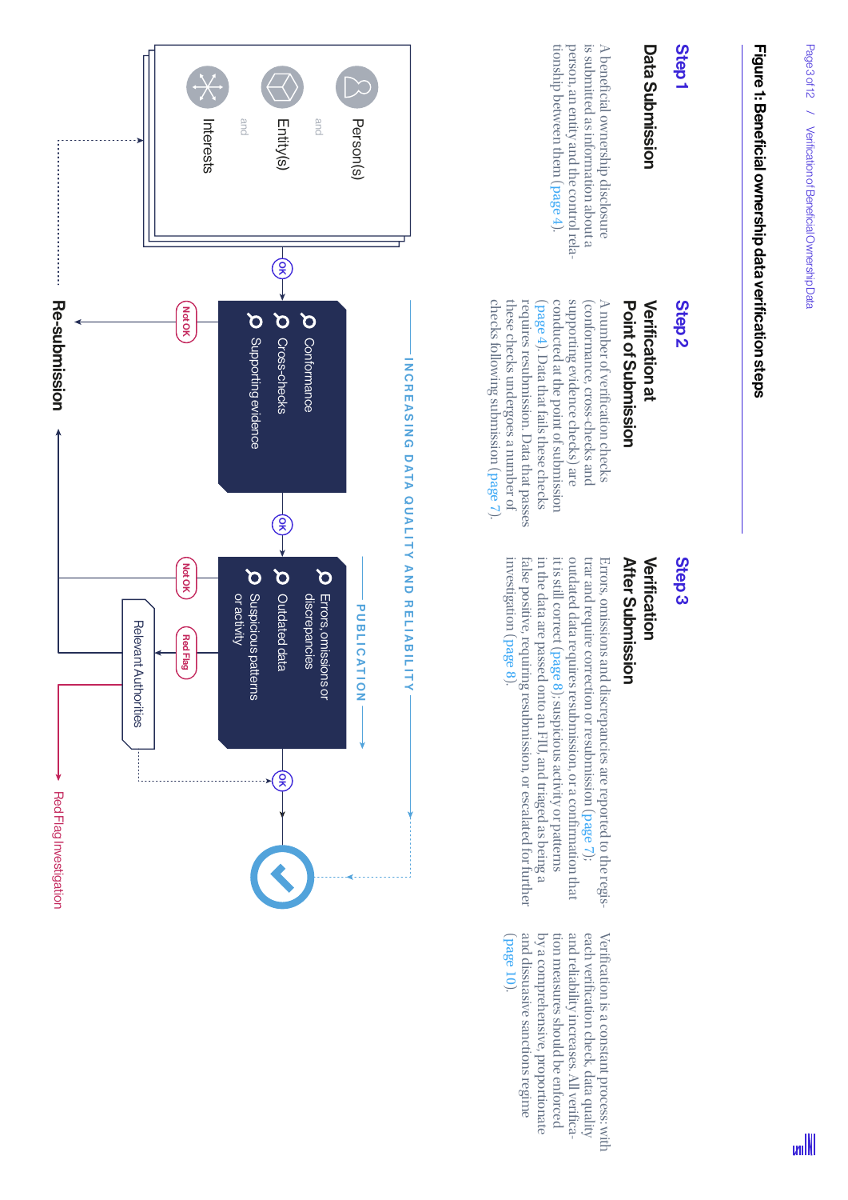# Figure 1: Beneficial ownership data verification steps

## Step 1
### Data Submission

A beneficial ownership disclosure is submitted as information about a person, an entity and the control relationship between them (page 4).

- Person(s)
- and
- Entity(s)
- and
- Interests

## Step 2
### Verification at Point of Submission

A number of verification checks (conformance, cross-checks and supporting evidence checks) are conducted at the point of submission (page 4). Data that fails these checks requires resubmission. Data that passes these checks undergoes a number of checks following submission (page 7).

- Conformance
- Cross-checks
- Supporting evidence

## Step 3
### Verification After Submission

Errors, omissions and discrepancies are reported to the registrar and require correction or resubmission (page 7); outdated data requires resubmission, or a confirmation that it is still correct (page 8); suspicious activity or patterns in the data are passed onto an FIU, and triaged as being a false positive, requiring resubmission, or escalated for further investigation (page 8).

- Errors, omissions or discrepancies
- Outdated data
- Suspicious patterns or activity

Verification is a constant process; with each verification check, data quality and reliability increases. All verification measures should be enforced by a comprehensive, proportionate and dissuasive sanctions regime (page 10).

INCREASING DATA QUALITY AND RELIABILITY

PUBLICATION

OK — Not OK — OK — Not OK — Red Flag — OK

Relevant Authorities

Re-submission

Red Flag Investigation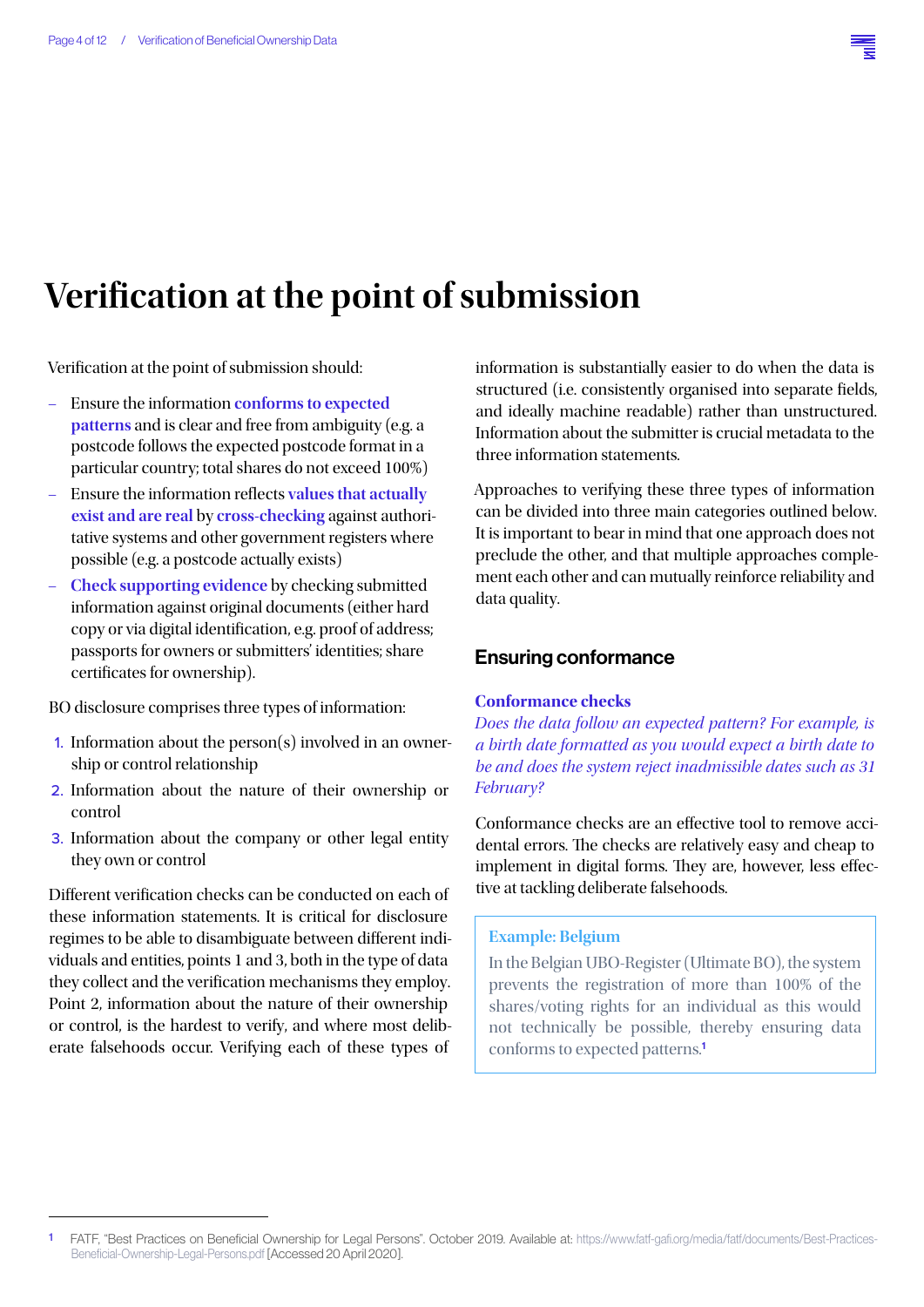# Verification at the point of submission

Verification at the point of submission should:

- Ensure the information **conforms to expected patterns** and is clear and free from ambiguity (e.g. a postcode follows the expected postcode format in a particular country; total shares do not exceed 100%)
- Ensure the information reflects **values that actually exist and are real** by **cross-checking** against authoritative systems and other government registers where possible (e.g. a postcode actually exists)
- **Check supporting evidence** by checking submitted information against original documents (either hard copy or via digital identification, e.g. proof of address; passports for owners or submitters' identities; share certificates for ownership).

BO disclosure comprises three types of information:

1. Information about the person(s) involved in an ownership or control relationship
2. Information about the nature of their ownership or control
3. Information about the company or other legal entity they own or control

Different verification checks can be conducted on each of these information statements. It is critical for disclosure regimes to be able to disambiguate between different individuals and entities, points 1 and 3, both in the type of data they collect and the verification mechanisms they employ. Point 2, information about the nature of their ownership or control, is the hardest to verify, and where most deliberate falsehoods occur. Verifying each of these types of information is substantially easier to do when the data is structured (i.e. consistently organised into separate fields, and ideally machine readable) rather than unstructured. Information about the submitter is crucial metadata to the three information statements.

Approaches to verifying these three types of information can be divided into three main categories outlined below. It is important to bear in mind that one approach does not preclude the other, and that multiple approaches complement each other and can mutually reinforce reliability and data quality.

## Ensuring conformance

### Conformance checks

*Does the data follow an expected pattern? For example, is a birth date formatted as you would expect a birth date to be and does the system reject inadmissible dates such as 31 February?*

Conformance checks are an effective tool to remove accidental errors. The checks are relatively easy and cheap to implement in digital forms. They are, however, less effective at tackling deliberate falsehoods.

> **Example: Belgium**
>
> In the Belgian UBO-Register (Ultimate BO), the system prevents the registration of more than 100% of the shares/voting rights for an individual as this would not technically be possible, thereby ensuring data conforms to expected patterns.[1]

[1] FATF, "Best Practices on Beneficial Ownership for Legal Persons". October 2019. Available at: https://www.fatf-gafi.org/media/fatf/documents/Best-Practices-Beneficial-Ownership-Legal-Persons.pdf [Accessed 20 April 2020].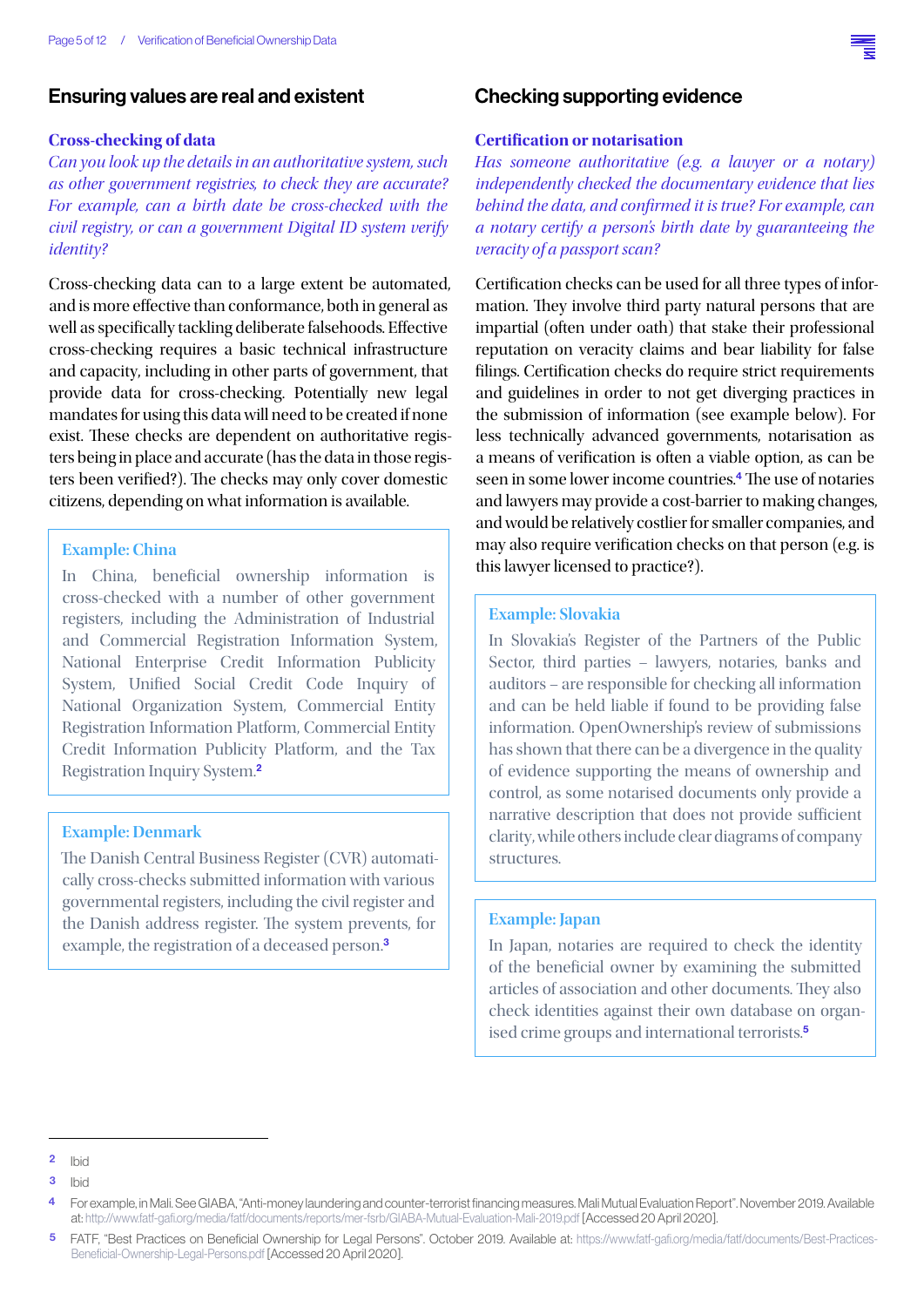## Ensuring values are real and existent

### Cross-checking of data

*Can you look up the details in an authoritative system, such as other government registries, to check they are accurate? For example, can a birth date be cross-checked with the civil registry, or can a government Digital ID system verify identity?*

Cross-checking data can to a large extent be automated, and is more effective than conformance, both in general as well as specifically tackling deliberate falsehoods. Effective cross-checking requires a basic technical infrastructure and capacity, including in other parts of government, that provide data for cross-checking. Potentially new legal mandates for using this data will need to be created if none exist. These checks are dependent on authoritative registers being in place and accurate (has the data in those registers been verified?). The checks may only cover domestic citizens, depending on what information is available.

> **Example: China**
>
> In China, beneficial ownership information is cross-checked with a number of other government registers, including the Administration of Industrial and Commercial Registration Information System, National Enterprise Credit Information Publicity System, Unified Social Credit Code Inquiry of National Organization System, Commercial Entity Registration Information Platform, Commercial Entity Credit Information Publicity Platform, and the Tax Registration Inquiry System.[2]

> **Example: Denmark**
>
> The Danish Central Business Register (CVR) automatically cross-checks submitted information with various governmental registers, including the civil register and the Danish address register. The system prevents, for example, the registration of a deceased person.[3]

## Checking supporting evidence

### Certification or notarisation

*Has someone authoritative (e.g. a lawyer or a notary) independently checked the documentary evidence that lies behind the data, and confirmed it is true? For example, can a notary certify a person's birth date by guaranteeing the veracity of a passport scan?*

Certification checks can be used for all three types of information. They involve third party natural persons that are impartial (often under oath) that stake their professional reputation on veracity claims and bear liability for false filings. Certification checks do require strict requirements and guidelines in order to not get diverging practices in the submission of information (see example below). For less technically advanced governments, notarisation as a means of verification is often a viable option, as can be seen in some lower income countries.[4] The use of notaries and lawyers may provide a cost-barrier to making changes, and would be relatively costlier for smaller companies, and may also require verification checks on that person (e.g. is this lawyer licensed to practice?).

> **Example: Slovakia**
>
> In Slovakia's Register of the Partners of the Public Sector, third parties – lawyers, notaries, banks and auditors – are responsible for checking all information and can be held liable if found to be providing false information. OpenOwnership's review of submissions has shown that there can be a divergence in the quality of evidence supporting the means of ownership and control, as some notarised documents only provide a narrative description that does not provide sufficient clarity, while others include clear diagrams of company structures.

> **Example: Japan**
>
> In Japan, notaries are required to check the identity of the beneficial owner by examining the submitted articles of association and other documents. They also check identities against their own database on organised crime groups and international terrorists.[5]

---

[2] Ibid

[3] Ibid

[4] For example, in Mali. See GIABA, "Anti-money laundering and counter-terrorist financing measures. Mali Mutual Evaluation Report". November 2019. Available at: http://www.fatf-gafi.org/media/fatf/documents/reports/mer-fsrb/GIABA-Mutual-Evaluation-Mali-2019.pdf [Accessed 20 April 2020].

[5] FATF, "Best Practices on Beneficial Ownership for Legal Persons". October 2019. Available at: https://www.fatf-gafi.org/media/fatf/documents/Best-Practices-Beneficial-Ownership-Legal-Persons.pdf [Accessed 20 April 2020].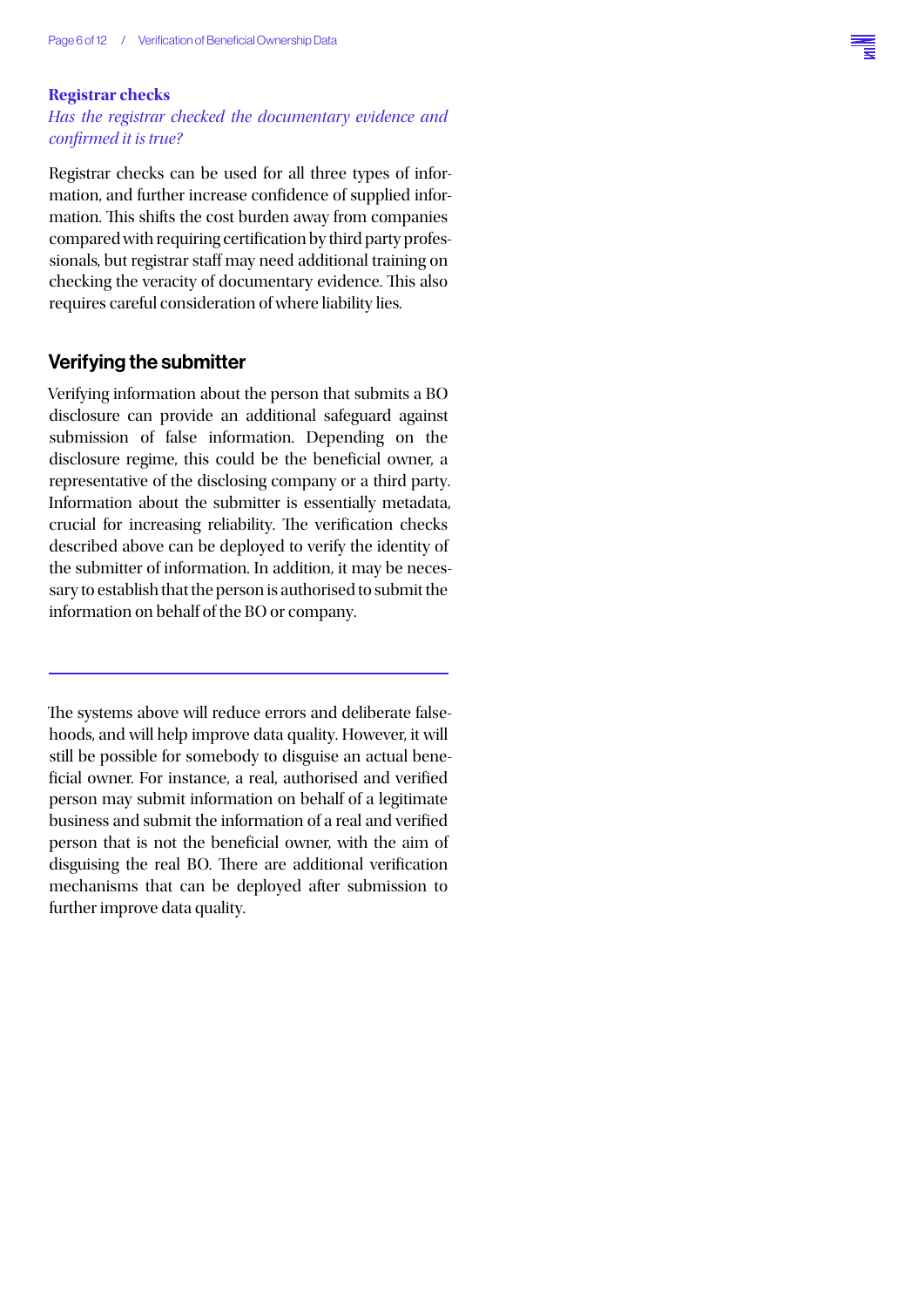### Registrar checks

*Has the registrar checked the documentary evidence and confirmed it is true?*

Registrar checks can be used for all three types of information, and further increase confidence of supplied information. This shifts the cost burden away from companies compared with requiring certification by third party professionals, but registrar staff may need additional training on checking the veracity of documentary evidence. This also requires careful consideration of where liability lies.

## Verifying the submitter

Verifying information about the person that submits a BO disclosure can provide an additional safeguard against submission of false information. Depending on the disclosure regime, this could be the beneficial owner, a representative of the disclosing company or a third party. Information about the submitter is essentially metadata, crucial for increasing reliability. The verification checks described above can be deployed to verify the identity of the submitter of information. In addition, it may be necessary to establish that the person is authorised to submit the information on behalf of the BO or company.

---

The systems above will reduce errors and deliberate falsehoods, and will help improve data quality. However, it will still be possible for somebody to disguise an actual beneficial owner. For instance, a real, authorised and verified person may submit information on behalf of a legitimate business and submit the information of a real and verified person that is not the beneficial owner, with the aim of disguising the real BO. There are additional verification mechanisms that can be deployed after submission to further improve data quality.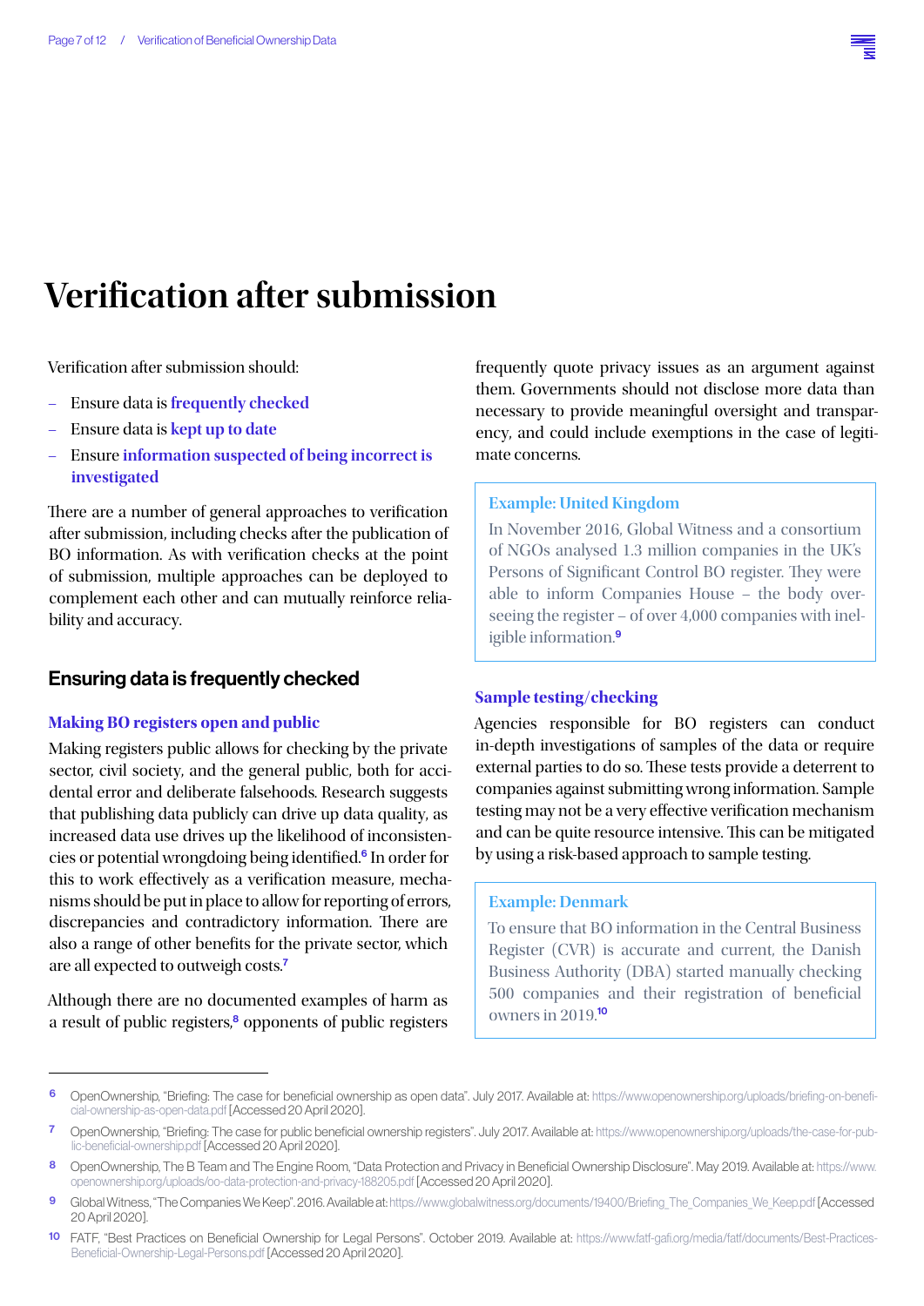# Verification after submission

Verification after submission should:

- Ensure data is **frequently checked**
- Ensure data is **kept up to date**
- Ensure **information suspected of being incorrect is investigated**

There are a number of general approaches to verification after submission, including checks after the publication of BO information. As with verification checks at the point of submission, multiple approaches can be deployed to complement each other and can mutually reinforce reliability and accuracy.

## Ensuring data is frequently checked

### Making BO registers open and public

Making registers public allows for checking by the private sector, civil society, and the general public, both for accidental error and deliberate falsehoods. Research suggests that publishing data publicly can drive up data quality, as increased data use drives up the likelihood of inconsistencies or potential wrongdoing being identified.[6] In order for this to work effectively as a verification measure, mechanisms should be put in place to allow for reporting of errors, discrepancies and contradictory information. There are also a range of other benefits for the private sector, which are all expected to outweigh costs.[7]

Although there are no documented examples of harm as a result of public registers,[8] opponents of public registers frequently quote privacy issues as an argument against them. Governments should not disclose more data than necessary to provide meaningful oversight and transparency, and could include exemptions in the case of legitimate concerns.

> **Example: United Kingdom**
>
> In November 2016, Global Witness and a consortium of NGOs analysed 1.3 million companies in the UK's Persons of Significant Control BO register. They were able to inform Companies House – the body overseeing the register – of over 4,000 companies with ineligible information.[9]

### Sample testing/checking

Agencies responsible for BO registers can conduct in-depth investigations of samples of the data or require external parties to do so. These tests provide a deterrent to companies against submitting wrong information. Sample testing may not be a very effective verification mechanism and can be quite resource intensive. This can be mitigated by using a risk-based approach to sample testing.

> **Example: Denmark**
>
> To ensure that BO information in the Central Business Register (CVR) is accurate and current, the Danish Business Authority (DBA) started manually checking 500 companies and their registration of beneficial owners in 2019.[10]

---

[6] OpenOwnership, "Briefing: The case for beneficial ownership as open data". July 2017. Available at: https://www.openownership.org/uploads/briefing-on-beneficial-ownership-as-open-data.pdf [Accessed 20 April 2020].

[7] OpenOwnership, "Briefing: The case for public beneficial ownership registers". July 2017. Available at: https://www.openownership.org/uploads/the-case-for-public-beneficial-ownership.pdf [Accessed 20 April 2020].

[8] OpenOwnership, The B Team and The Engine Room, "Data Protection and Privacy in Beneficial Ownership Disclosure". May 2019. Available at: https://www.openownership.org/uploads/oo-data-protection-and-privacy-188205.pdf [Accessed 20 April 2020].

[9] Global Witness, "The Companies We Keep". 2016. Available at: https://www.globalwitness.org/documents/19400/Briefing_The_Companies_We_Keep.pdf [Accessed 20 April 2020].

[10] FATF, "Best Practices on Beneficial Ownership for Legal Persons". October 2019. Available at: https://www.fatf-gafi.org/media/fatf/documents/Best-Practices-Beneficial-Ownership-Legal-Persons.pdf [Accessed 20 April 2020].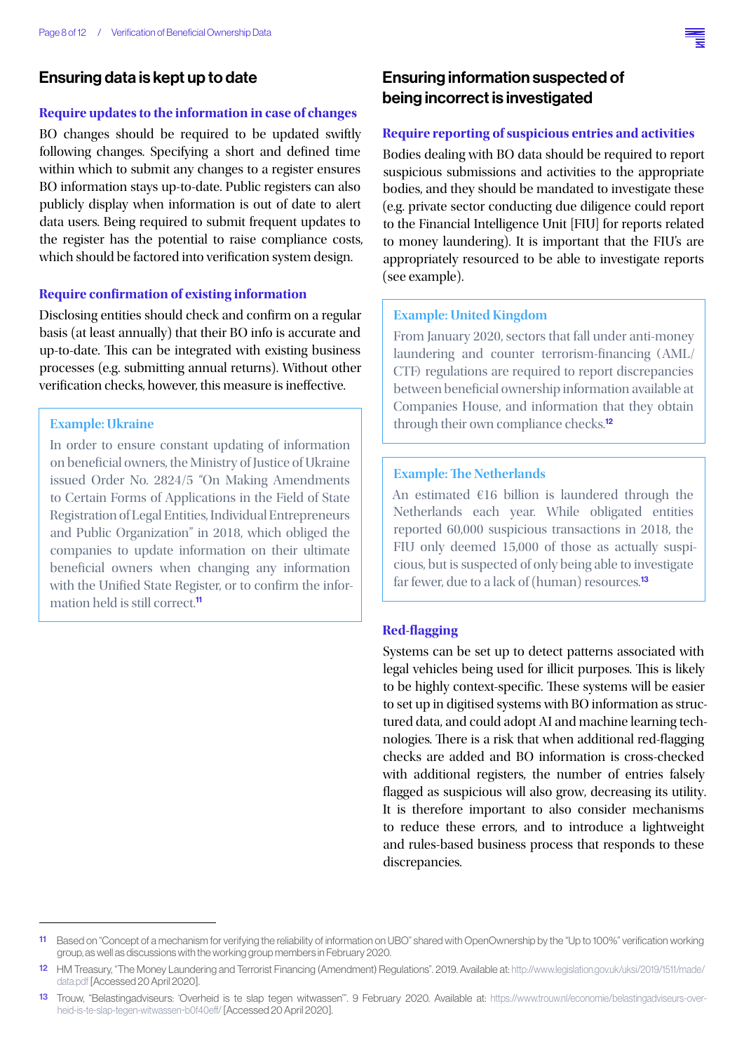## Ensuring data is kept up to date

### Require updates to the information in case of changes

BO changes should be required to be updated swiftly following changes. Specifying a short and defined time within which to submit any changes to a register ensures BO information stays up-to-date. Public registers can also publicly display when information is out of date to alert data users. Being required to submit frequent updates to the register has the potential to raise compliance costs, which should be factored into verification system design.

### Require confirmation of existing information

Disclosing entities should check and confirm on a regular basis (at least annually) that their BO info is accurate and up-to-date. This can be integrated with existing business processes (e.g. submitting annual returns). Without other verification checks, however, this measure is ineffective.

> **Example: Ukraine**
>
> In order to ensure constant updating of information on beneficial owners, the Ministry of Justice of Ukraine issued Order No. 2824/5 "On Making Amendments to Certain Forms of Applications in the Field of State Registration of Legal Entities, Individual Entrepreneurs and Public Organization" in 2018, which obliged the companies to update information on their ultimate beneficial owners when changing any information with the Unified State Register, or to confirm the information held is still correct.[11]

## Ensuring information suspected of being incorrect is investigated

### Require reporting of suspicious entries and activities

Bodies dealing with BO data should be required to report suspicious submissions and activities to the appropriate bodies, and they should be mandated to investigate these (e.g. private sector conducting due diligence could report to the Financial Intelligence Unit [FIU] for reports related to money laundering). It is important that the FIU's are appropriately resourced to be able to investigate reports (see example).

> **Example: United Kingdom**
>
> From January 2020, sectors that fall under anti-money laundering and counter terrorism-financing (AML/CTF) regulations are required to report discrepancies between beneficial ownership information available at Companies House, and information that they obtain through their own compliance checks.[12]

> **Example: The Netherlands**
>
> An estimated €16 billion is laundered through the Netherlands each year. While obligated entities reported 60,000 suspicious transactions in 2018, the FIU only deemed 15,000 of those as actually suspicious, but is suspected of only being able to investigate far fewer, due to a lack of (human) resources.[13]

### Red-flagging

Systems can be set up to detect patterns associated with legal vehicles being used for illicit purposes. This is likely to be highly context-specific. These systems will be easier to set up in digitised systems with BO information as structured data, and could adopt AI and machine learning technologies. There is a risk that when additional red-flagging checks are added and BO information is cross-checked with additional registers, the number of entries falsely flagged as suspicious will also grow, decreasing its utility. It is therefore important to also consider mechanisms to reduce these errors, and to introduce a lightweight and rules-based business process that responds to these discrepancies.

---

[11] Based on "Concept of a mechanism for verifying the reliability of information on UBO" shared with OpenOwnership by the "Up to 100%" verification working group, as well as discussions with the working group members in February 2020.

[12] HM Treasury, "The Money Laundering and Terrorist Financing (Amendment) Regulations". 2019. Available at: http://www.legislation.gov.uk/uksi/2019/1511/made/data.pdf [Accessed 20 April 2020].

[13] Trouw, "Belastingadviseurs: 'Overheid is te slap tegen witwassen'". 9 February 2020. Available at: https://www.trouw.nl/economie/belastingadviseurs-overheid-is-te-slap-tegen-witwassen-b0f40eff/ [Accessed 20 April 2020].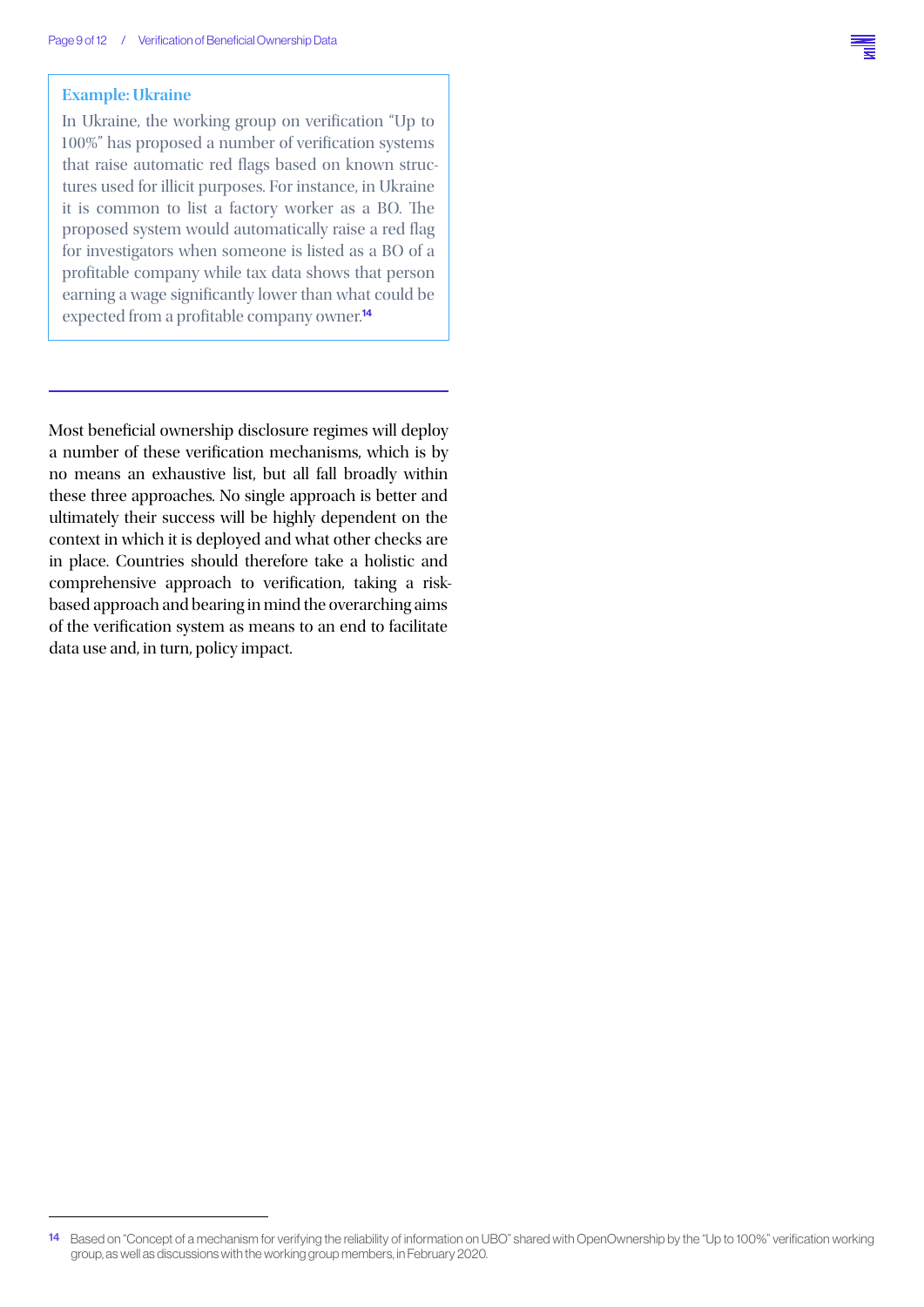### Example: Ukraine

In Ukraine, the working group on verification "Up to 100%" has proposed a number of verification systems that raise automatic red flags based on known structures used for illicit purposes. For instance, in Ukraine it is common to list a factory worker as a BO. The proposed system would automatically raise a red flag for investigators when someone is listed as a BO of a profitable company while tax data shows that person earning a wage significantly lower than what could be expected from a profitable company owner.[14]

---

Most beneficial ownership disclosure regimes will deploy a number of these verification mechanisms, which is by no means an exhaustive list, but all fall broadly within these three approaches. No single approach is better and ultimately their success will be highly dependent on the context in which it is deployed and what other checks are in place. Countries should therefore take a holistic and comprehensive approach to verification, taking a risk-based approach and bearing in mind the overarching aims of the verification system as means to an end to facilitate data use and, in turn, policy impact.

---

[14] Based on "Concept of a mechanism for verifying the reliability of information on UBO" shared with OpenOwnership by the "Up to 100%" verification working group, as well as discussions with the working group members, in February 2020.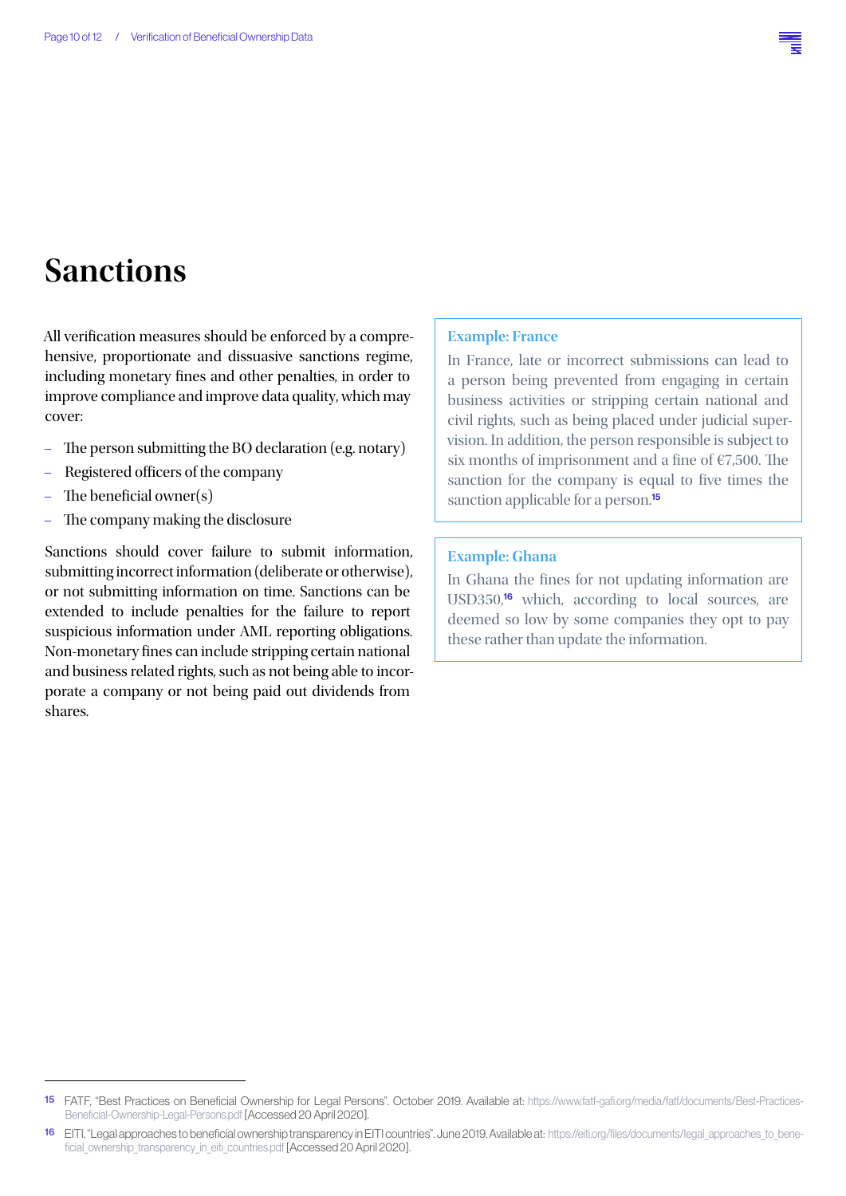# Sanctions

All verification measures should be enforced by a comprehensive, proportionate and dissuasive sanctions regime, including monetary fines and other penalties, in order to improve compliance and improve data quality, which may cover:

- The person submitting the BO declaration (e.g. notary)
- Registered officers of the company
- The beneficial owner(s)
- The company making the disclosure

Sanctions should cover failure to submit information, submitting incorrect information (deliberate or otherwise), or not submitting information on time. Sanctions can be extended to include penalties for the failure to report suspicious information under AML reporting obligations. Non-monetary fines can include stripping certain national and business related rights, such as not being able to incorporate a company or not being paid out dividends from shares.

> **Example: France**
>
> In France, late or incorrect submissions can lead to a person being prevented from engaging in certain business activities or stripping certain national and civil rights, such as being placed under judicial supervision. In addition, the person responsible is subject to six months of imprisonment and a fine of €7,500. The sanction for the company is equal to five times the sanction applicable for a person.[15]

> **Example: Ghana**
>
> In Ghana the fines for not updating information are USD350,[16] which, according to local sources, are deemed so low by some companies they opt to pay these rather than update the information.

---

[15] FATF, "Best Practices on Beneficial Ownership for Legal Persons". October 2019. Available at: https://www.fatf-gafi.org/media/fatf/documents/Best-Practices-Beneficial-Ownership-Legal-Persons.pdf [Accessed 20 April 2020].

[16] EITI, "Legal approaches to beneficial ownership transparency in EITI countries". June 2019. Available at: https://eiti.org/files/documents/legal_approaches_to_beneficial_ownership_transparency_in_eiti_countries.pdf [Accessed 20 April 2020].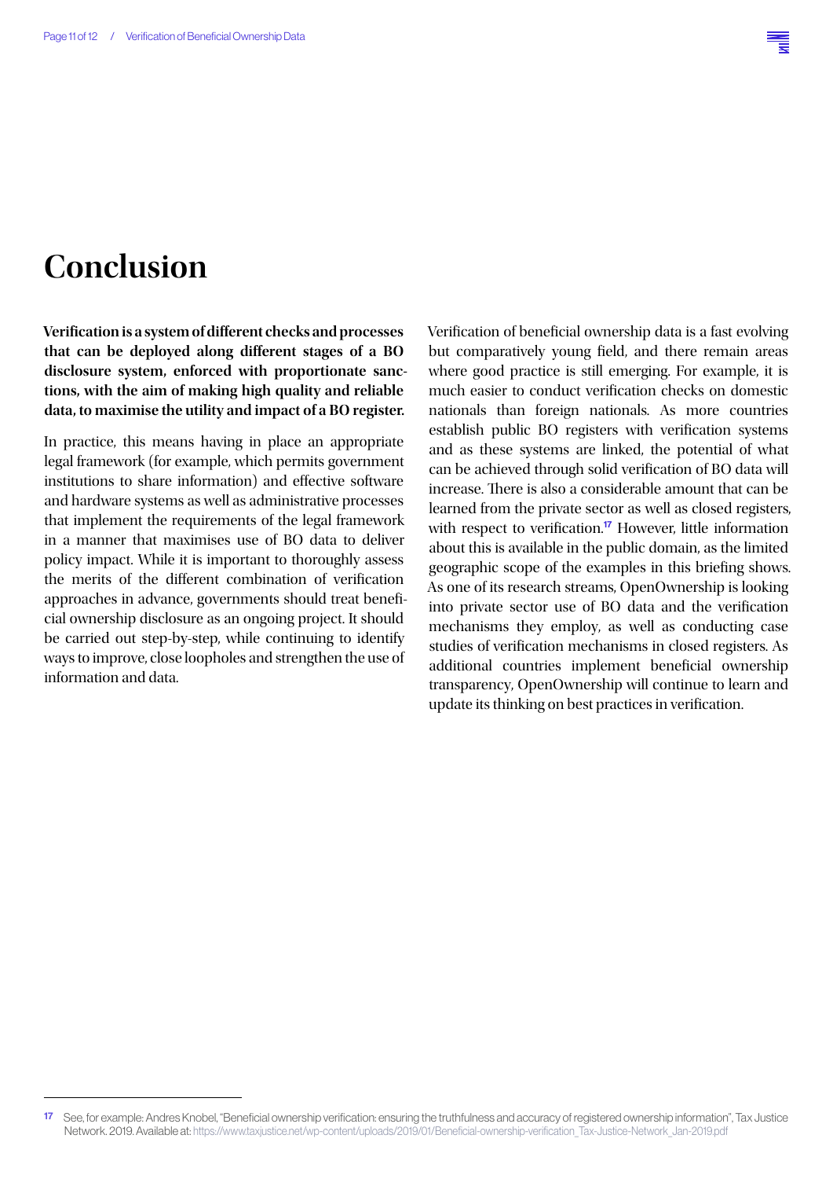# Conclusion

**Verification is a system of different checks and processes that can be deployed along different stages of a BO disclosure system, enforced with proportionate sanctions, with the aim of making high quality and reliable data, to maximise the utility and impact of a BO register.**

In practice, this means having in place an appropriate legal framework (for example, which permits government institutions to share information) and effective software and hardware systems as well as administrative processes that implement the requirements of the legal framework in a manner that maximises use of BO data to deliver policy impact. While it is important to thoroughly assess the merits of the different combination of verification approaches in advance, governments should treat beneficial ownership disclosure as an ongoing project. It should be carried out step-by-step, while continuing to identify ways to improve, close loopholes and strengthen the use of information and data.

Verification of beneficial ownership data is a fast evolving but comparatively young field, and there remain areas where good practice is still emerging. For example, it is much easier to conduct verification checks on domestic nationals than foreign nationals. As more countries establish public BO registers with verification systems and as these systems are linked, the potential of what can be achieved through solid verification of BO data will increase. There is also a considerable amount that can be learned from the private sector as well as closed registers, with respect to verification.[17] However, little information about this is available in the public domain, as the limited geographic scope of the examples in this briefing shows. As one of its research streams, OpenOwnership is looking into private sector use of BO data and the verification mechanisms they employ, as well as conducting case studies of verification mechanisms in closed registers. As additional countries implement beneficial ownership transparency, OpenOwnership will continue to learn and update its thinking on best practices in verification.

---

[17] See, for example: Andres Knobel, "Beneficial ownership verification: ensuring the truthfulness and accuracy of registered ownership information", Tax Justice Network. 2019. Available at: https://www.taxjustice.net/wp-content/uploads/2019/01/Beneficial-ownership-verification_Tax-Justice-Network_Jan-2019.pdf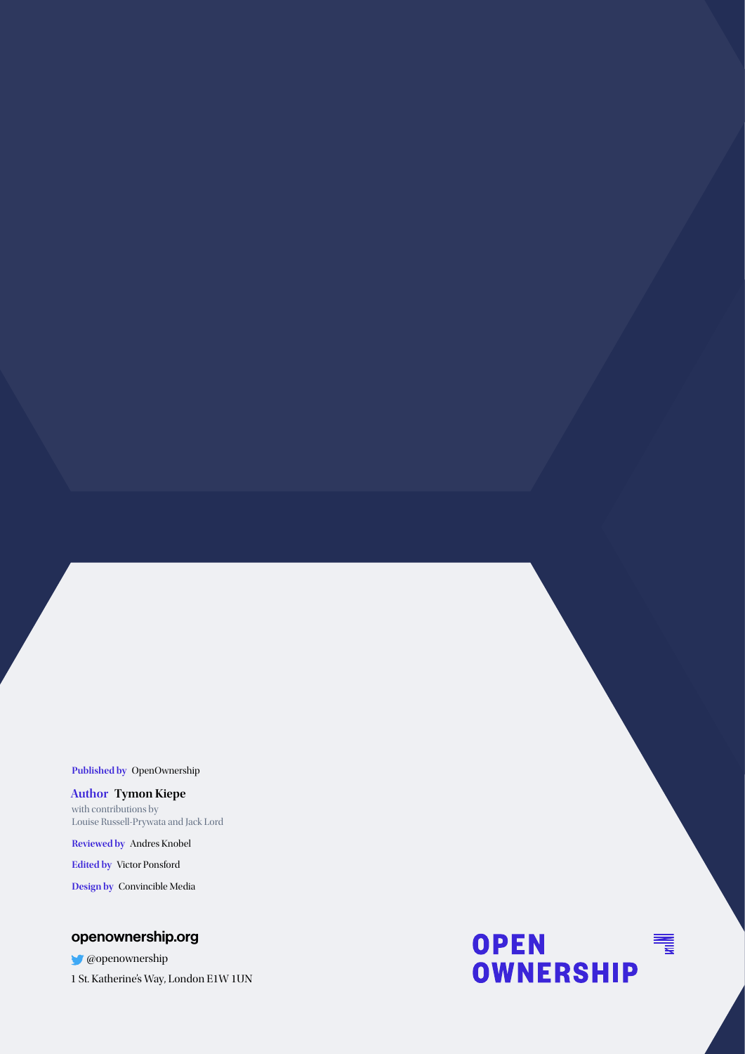**Published by** OpenOwnership

**Author** **Tymon Kiepe**
with contributions by
Louise Russell-Prywata and Jack Lord

**Reviewed by** Andres Knobel

**Edited by** Victor Ponsford

**Design by** Convincible Media

**openownership.org**

@openownership

1 St. Katherine's Way, London E1W 1UN

OPEN
OWNERSHIP